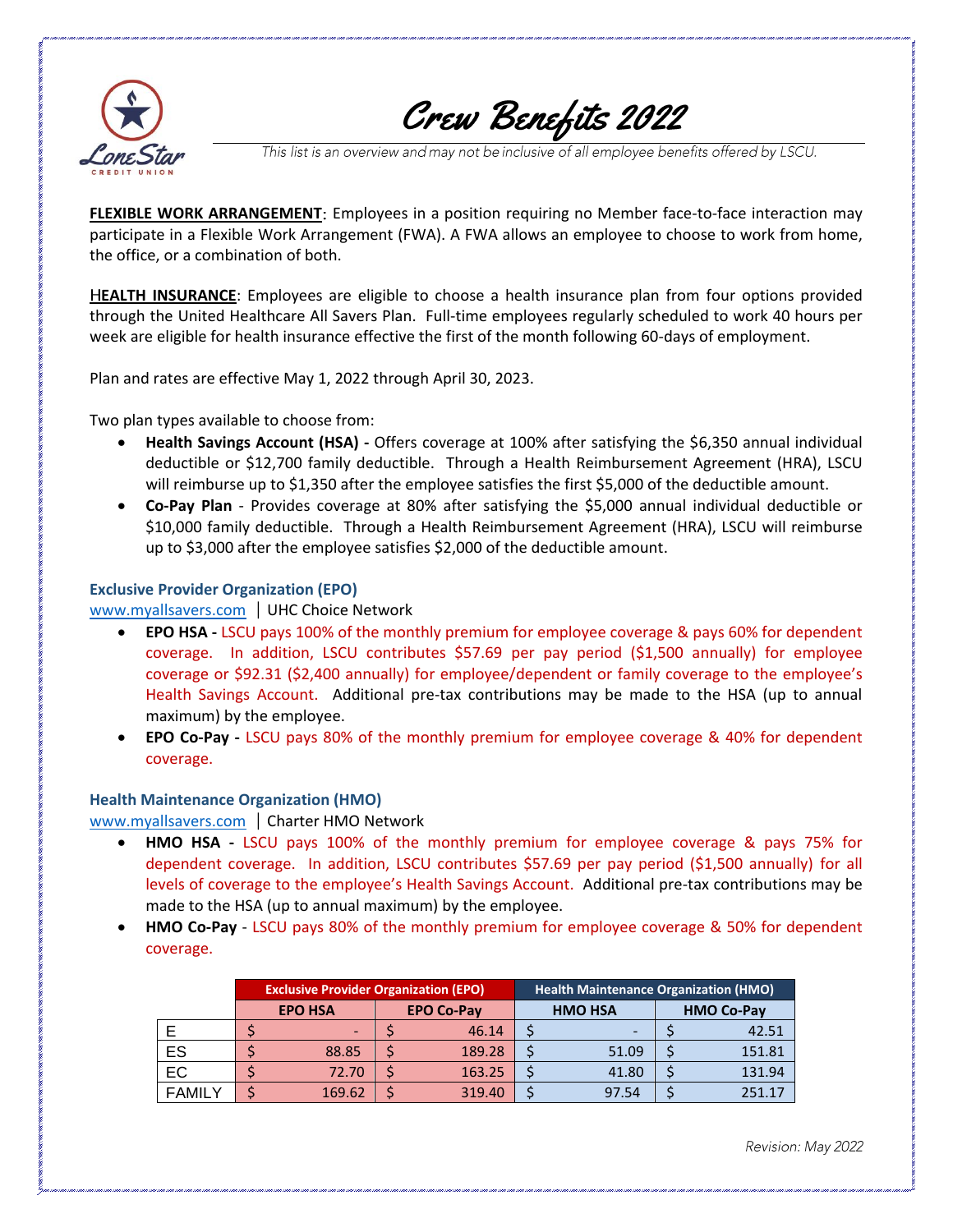# Crew Benefits 2022

*This list is an overview and may not be inclusive of all employee benefits offered by LSCU.*

**FLEXIBLE WORK ARRANGEMENT**: Employees in a position requiring no Member face-to-face interaction may participate in a Flexible Work Arrangement (FWA). A FWA allows an employee to choose to work from home, the office, or a combination of both.

**HEALTH INSURANCE**: Employees are eligible to choose a health insurance plan from four options provided through the United Healthcare All Savers Plan. Full-time employees regularly scheduled to work 40 hours per week are eligible for health insurance effective the first of the month following 60-days of employment.

Plan and rates are effective May 1, 2022 through April 30, 2023.

Two plan types available to choose from:

- **Health Savings Account (HSA) -** Offers coverage at 100% after satisfying the $6,350 annual individual deductible or $12,700 family deductible. Through a Health Reimbursement Agreement (HRA), LSCU will reimburse up to $1,350 after the employee satisfies the first $5,000 of the deductible amount.
- **Co-Pay Plan** - Provides coverage at 80% after satisfying the $5,000 annual individual deductible or $10,000 family deductible. Through a Health Reimbursement Agreement (HRA), LSCU will reimburse up to $3,000 after the employee satisfies $2,000 of the deductible amount.

### Exclusive Provider Organization (EPO)

www.myallsavers.com | UHC Choice Network

- **EPO HSA -** LSCU pays 100% of the monthly premium for employee coverage & pays 60% for dependent coverage. In addition, LSCU contributes $57.69 per pay period ($1,500 annually) for employee coverage or $92.31 ($2,400 annually) for employee/dependent or family coverage to the employee's Health Savings Account. Additional pre-tax contributions may be made to the HSA (up to annual maximum) by the employee.
- **EPO Co-Pay -** LSCU pays 80% of the monthly premium for employee coverage & 40% for dependent coverage.

### Health Maintenance Organization (HMO)

www.myallsavers.com | Charter HMO Network

- **HMO HSA -** LSCU pays 100% of the monthly premium for employee coverage & pays 75% for dependent coverage. In addition, LSCU contributes $57.69 per pay period ($1,500 annually) for all levels of coverage to the employee's Health Savings Account. Additional pre-tax contributions may be made to the HSA (up to annual maximum) by the employee.
- **HMO Co-Pay** - LSCU pays 80% of the monthly premium for employee coverage & 50% for dependent coverage.

| | Exclusive Provider Organization (EPO) | | Health Maintenance Organization (HMO) | |
|---|---|---|---|---|
| | **EPO HSA** | **EPO Co-Pay** | **HMO HSA** | **HMO Co-Pay** |
| E | $ - | $ 46.14 | $ - | $ 42.51 |
| ES | $ 88.85 | $ 189.28 | $ 51.09 | $ 151.81 |
| EC | $ 72.70 | $ 163.25 | $ 41.80 | $ 131.94 |
| FAMILY | $ 169.62 | $ 319.40 | $ 97.54 | $ 251.17 |

*Revision: May 2022*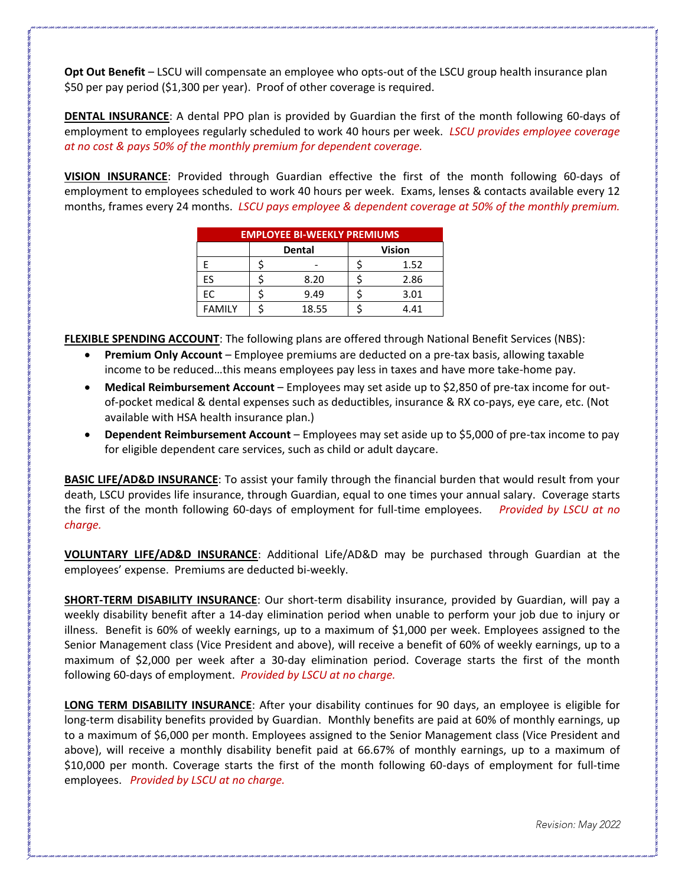**Opt Out Benefit** – LSCU will compensate an employee who opts-out of the LSCU group health insurance plan $50 per pay period ($1,300 per year). Proof of other coverage is required.

**DENTAL INSURANCE**: A dental PPO plan is provided by Guardian the first of the month following 60-days of employment to employees regularly scheduled to work 40 hours per week. *LSCU provides employee coverage at no cost & pays 50% of the monthly premium for dependent coverage.*

**VISION INSURANCE**: Provided through Guardian effective the first of the month following 60-days of employment to employees scheduled to work 40 hours per week. Exams, lenses & contacts available every 12 months, frames every 24 months. *LSCU pays employee & dependent coverage at 50% of the monthly premium.*

| EMPLOYEE BI-WEEKLY PREMIUMS | | |
|---|---|---|
| | Dental | Vision |
| E | $ - | $ 1.52 |
| ES | $ 8.20 | $ 2.86 |
| EC | $ 9.49 | $ 3.01 |
| FAMILY | $ 18.55 | $ 4.41 |

**FLEXIBLE SPENDING ACCOUNT**: The following plans are offered through National Benefit Services (NBS):

- **Premium Only Account** – Employee premiums are deducted on a pre-tax basis, allowing taxable income to be reduced…this means employees pay less in taxes and have more take-home pay.
- **Medical Reimbursement Account** – Employees may set aside up to $2,850 of pre-tax income for out-of-pocket medical & dental expenses such as deductibles, insurance & RX co-pays, eye care, etc. (Not available with HSA health insurance plan.)
- **Dependent Reimbursement Account** – Employees may set aside up to $5,000 of pre-tax income to pay for eligible dependent care services, such as child or adult daycare.

**BASIC LIFE/AD&D INSURANCE**: To assist your family through the financial burden that would result from your death, LSCU provides life insurance, through Guardian, equal to one times your annual salary. Coverage starts the first of the month following 60-days of employment for full-time employees. *Provided by LSCU at no charge.*

**VOLUNTARY LIFE/AD&D INSURANCE**: Additional Life/AD&D may be purchased through Guardian at the employees' expense. Premiums are deducted bi-weekly.

**SHORT-TERM DISABILITY INSURANCE**: Our short-term disability insurance, provided by Guardian, will pay a weekly disability benefit after a 14-day elimination period when unable to perform your job due to injury or illness. Benefit is 60% of weekly earnings, up to a maximum of $1,000 per week. Employees assigned to the Senior Management class (Vice President and above), will receive a benefit of 60% of weekly earnings, up to a maximum of $2,000 per week after a 30-day elimination period. Coverage starts the first of the month following 60-days of employment. *Provided by LSCU at no charge.*

**LONG TERM DISABILITY INSURANCE**: After your disability continues for 90 days, an employee is eligible for long-term disability benefits provided by Guardian. Monthly benefits are paid at 60% of monthly earnings, up to a maximum of $6,000 per month. Employees assigned to the Senior Management class (Vice President and above), will receive a monthly disability benefit paid at 66.67% of monthly earnings, up to a maximum of $10,000 per month. Coverage starts the first of the month following 60-days of employment for full-time employees. *Provided by LSCU at no charge.*

*Revision: May 2022*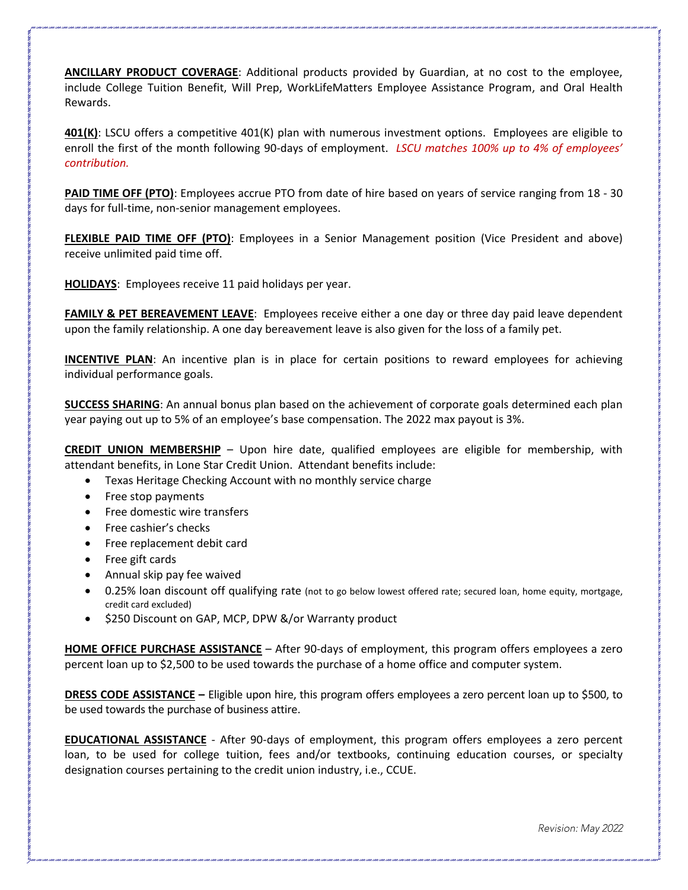**<u>ANCILLARY PRODUCT COVERAGE</u>**: Additional products provided by Guardian, at no cost to the employee, include College Tuition Benefit, Will Prep, WorkLifeMatters Employee Assistance Program, and Oral Health Rewards.

**<u>401(K)</u>**: LSCU offers a competitive 401(K) plan with numerous investment options. Employees are eligible to enroll the first of the month following 90-days of employment. *LSCU matches 100% up to 4% of employees' contribution.*

**<u>PAID TIME OFF (PTO)</u>**: Employees accrue PTO from date of hire based on years of service ranging from 18 - 30 days for full-time, non-senior management employees.

**<u>FLEXIBLE PAID TIME OFF (PTO)</u>**: Employees in a Senior Management position (Vice President and above) receive unlimited paid time off.

**<u>HOLIDAYS</u>**: Employees receive 11 paid holidays per year.

**<u>FAMILY & PET BEREAVEMENT LEAVE</u>**: Employees receive either a one day or three day paid leave dependent upon the family relationship. A one day bereavement leave is also given for the loss of a family pet.

**<u>INCENTIVE PLAN</u>**: An incentive plan is in place for certain positions to reward employees for achieving individual performance goals.

**<u>SUCCESS SHARING</u>**: An annual bonus plan based on the achievement of corporate goals determined each plan year paying out up to 5% of an employee's base compensation. The 2022 max payout is 3%.

**<u>CREDIT UNION MEMBERSHIP</u>** – Upon hire date, qualified employees are eligible for membership, with attendant benefits, in Lone Star Credit Union. Attendant benefits include:

- Texas Heritage Checking Account with no monthly service charge
- Free stop payments
- Free domestic wire transfers
- Free cashier's checks
- Free replacement debit card
- Free gift cards
- Annual skip pay fee waived
- 0.25% loan discount off qualifying rate (not to go below lowest offered rate; secured loan, home equity, mortgage, credit card excluded)
- $250 Discount on GAP, MCP, DPW &/or Warranty product

**<u>HOME OFFICE PURCHASE ASSISTANCE</u>** – After 90-days of employment, this program offers employees a zero percent loan up to $2,500 to be used towards the purchase of a home office and computer system.

**<u>DRESS CODE ASSISTANCE</u> –** Eligible upon hire, this program offers employees a zero percent loan up to $500, to be used towards the purchase of business attire.

**<u>EDUCATIONAL ASSISTANCE</u>** - After 90-days of employment, this program offers employees a zero percent loan, to be used for college tuition, fees and/or textbooks, continuing education courses, or specialty designation courses pertaining to the credit union industry, i.e., CCUE.

*Revision: May 2022*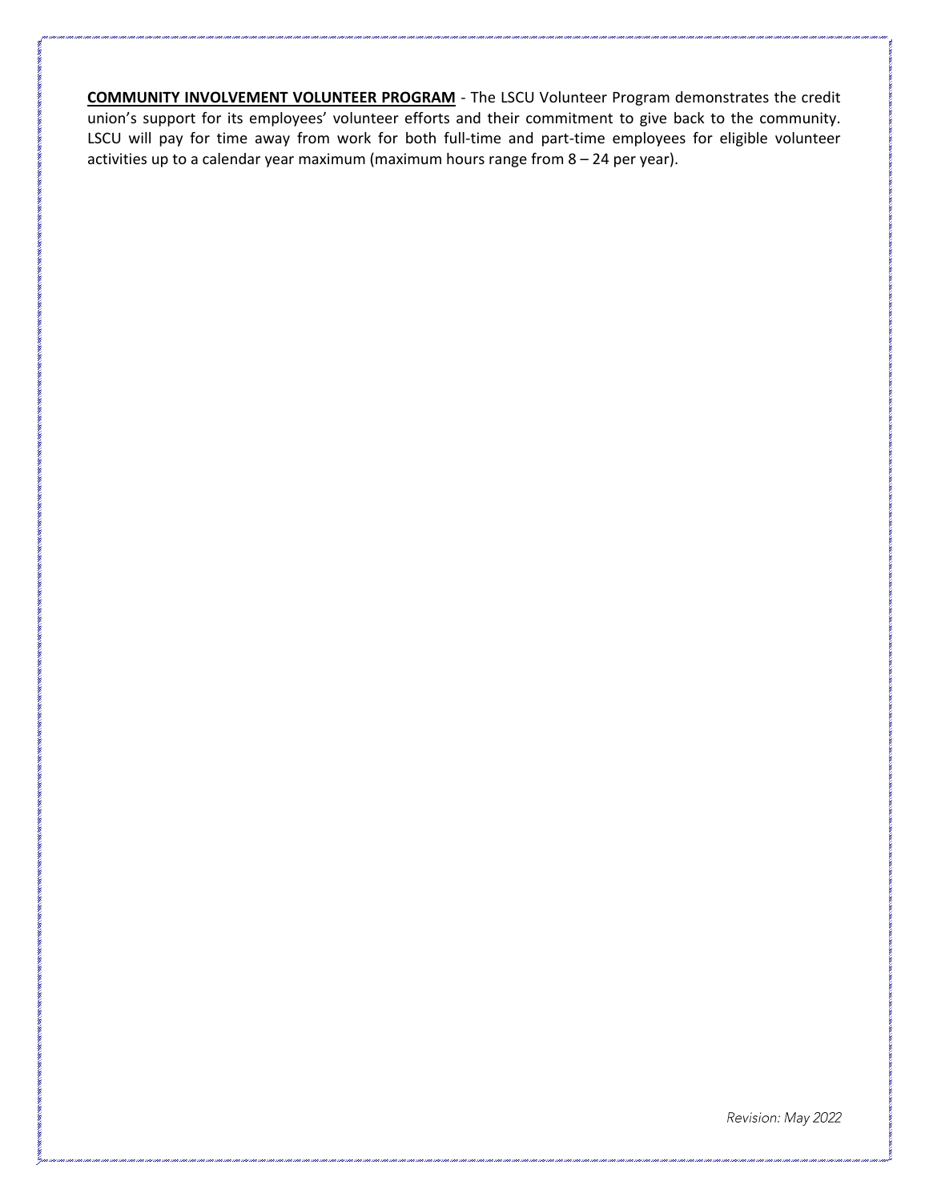**<u>COMMUNITY INVOLVEMENT VOLUNTEER PROGRAM</u>** - The LSCU Volunteer Program demonstrates the credit union's support for its employees' volunteer efforts and their commitment to give back to the community. LSCU will pay for time away from work for both full-time and part-time employees for eligible volunteer activities up to a calendar year maximum (maximum hours range from 8 – 24 per year).

*Revision: May 2022*